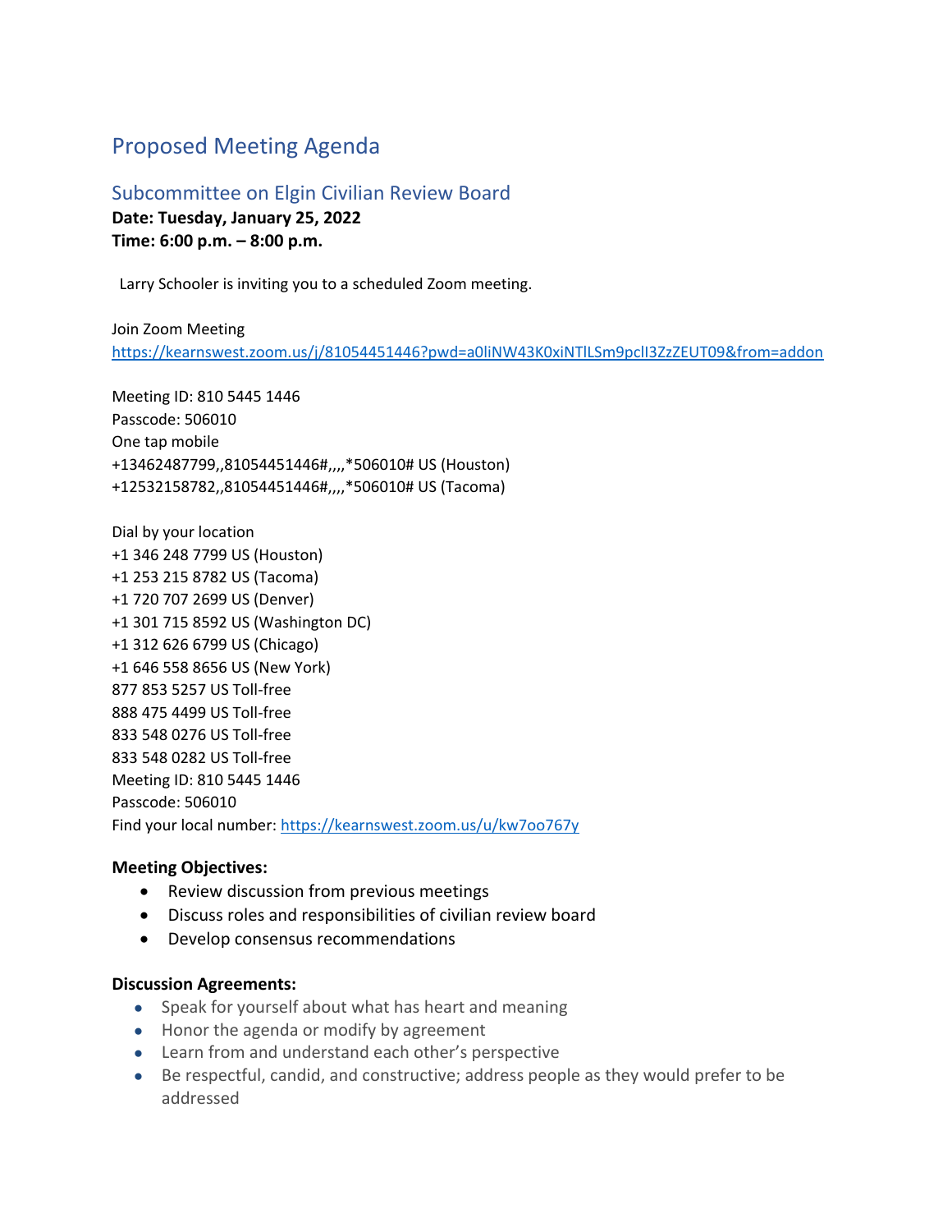# Proposed Meeting Agenda

## Subcommittee on Elgin Civilian Review Board

**Date: Tuesday, January 25, 2022**
**Time: 6:00 p.m. – 8:00 p.m.**

Larry Schooler is inviting you to a scheduled Zoom meeting.

Join Zoom Meeting
https://kearnswest.zoom.us/j/81054451446?pwd=a0liNW43K0xiNTlLSm9pclI3ZzZEUT09&from=addon

Meeting ID: 810 5445 1446
Passcode: 506010
One tap mobile
+13462487799,,81054451446#,,,,*506010# US (Houston)
+12532158782,,81054451446#,,,,*506010# US (Tacoma)

Dial by your location
+1 346 248 7799 US (Houston)
+1 253 215 8782 US (Tacoma)
+1 720 707 2699 US (Denver)
+1 301 715 8592 US (Washington DC)
+1 312 626 6799 US (Chicago)
+1 646 558 8656 US (New York)
877 853 5257 US Toll-free
888 475 4499 US Toll-free
833 548 0276 US Toll-free
833 548 0282 US Toll-free
Meeting ID: 810 5445 1446
Passcode: 506010
Find your local number: https://kearnswest.zoom.us/u/kw7oo767y

**Meeting Objectives:**

- Review discussion from previous meetings
- Discuss roles and responsibilities of civilian review board
- Develop consensus recommendations

**Discussion Agreements:**

- Speak for yourself about what has heart and meaning
- Honor the agenda or modify by agreement
- Learn from and understand each other's perspective
- Be respectful, candid, and constructive; address people as they would prefer to be addressed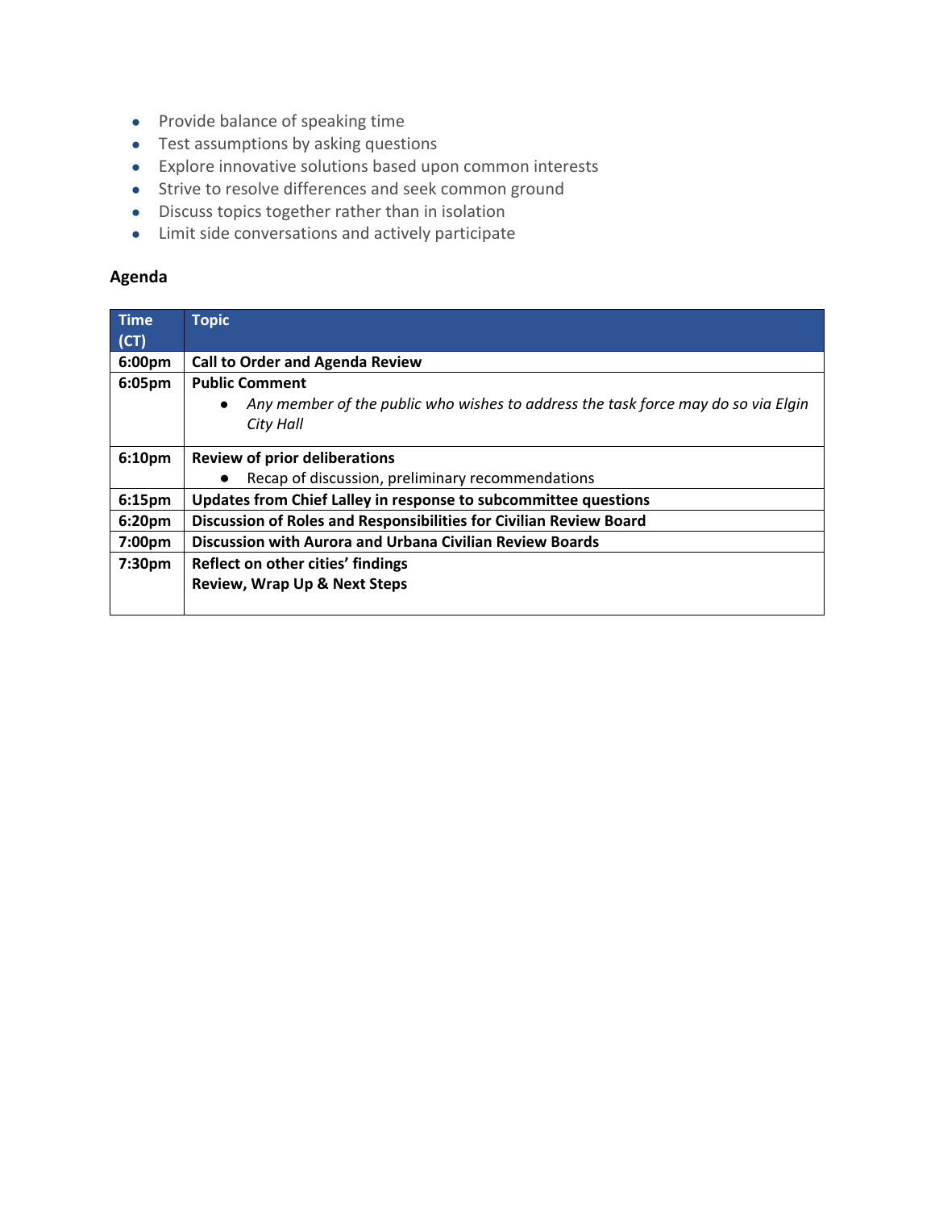- Provide balance of speaking time
- Test assumptions by asking questions
- Explore innovative solutions based upon common interests
- Strive to resolve differences and seek common ground
- Discuss topics together rather than in isolation
- Limit side conversations and actively participate

### Agenda

| Time (CT) | Topic |
|---|---|
| **6:00pm** | **Call to Order and Agenda Review** |
| **6:05pm** | **Public Comment**<br>• *Any member of the public who wishes to address the task force may do so via Elgin City Hall* |
| **6:10pm** | **Review of prior deliberations**<br>• Recap of discussion, preliminary recommendations |
| **6:15pm** | **Updates from Chief Lalley in response to subcommittee questions** |
| **6:20pm** | **Discussion of Roles and Responsibilities for Civilian Review Board** |
| **7:00pm** | **Discussion with Aurora and Urbana Civilian Review Boards** |
| **7:30pm** | **Reflect on other cities' findings**<br>**Review, Wrap Up & Next Steps** |